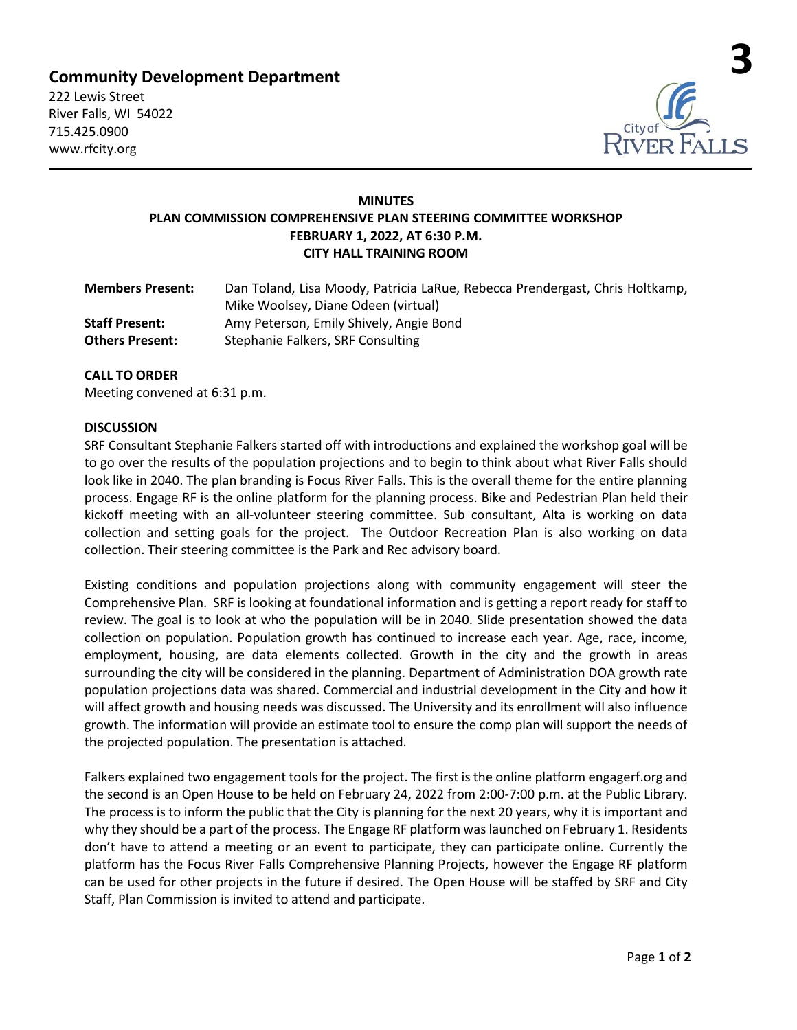## Community Development Department

222 Lewis Street
River Falls, WI 54022
715.425.0900
www.rfcity.org

**3**

# MINUTES
## PLAN COMMISSION COMPREHENSIVE PLAN STEERING COMMITTEE WORKSHOP
## FEBRUARY 1, 2022, AT 6:30 P.M.
## CITY HALL TRAINING ROOM

| | |
|---|---|
| **Members Present:** | Dan Toland, Lisa Moody, Patricia LaRue, Rebecca Prendergast, Chris Holtkamp, Mike Woolsey, Diane Odeen (virtual) |
| **Staff Present:** | Amy Peterson, Emily Shively, Angie Bond |
| **Others Present:** | Stephanie Falkers, SRF Consulting |

**CALL TO ORDER**

Meeting convened at 6:31 p.m.

**DISCUSSION**

SRF Consultant Stephanie Falkers started off with introductions and explained the workshop goal will be to go over the results of the population projections and to begin to think about what River Falls should look like in 2040. The plan branding is Focus River Falls. This is the overall theme for the entire planning process. Engage RF is the online platform for the planning process. Bike and Pedestrian Plan held their kickoff meeting with an all-volunteer steering committee. Sub consultant, Alta is working on data collection and setting goals for the project. The Outdoor Recreation Plan is also working on data collection. Their steering committee is the Park and Rec advisory board.

Existing conditions and population projections along with community engagement will steer the Comprehensive Plan. SRF is looking at foundational information and is getting a report ready for staff to review. The goal is to look at who the population will be in 2040. Slide presentation showed the data collection on population. Population growth has continued to increase each year. Age, race, income, employment, housing, are data elements collected. Growth in the city and the growth in areas surrounding the city will be considered in the planning. Department of Administration DOA growth rate population projections data was shared. Commercial and industrial development in the City and how it will affect growth and housing needs was discussed. The University and its enrollment will also influence growth. The information will provide an estimate tool to ensure the comp plan will support the needs of the projected population. The presentation is attached.

Falkers explained two engagement tools for the project. The first is the online platform engagerf.org and the second is an Open House to be held on February 24, 2022 from 2:00-7:00 p.m. at the Public Library. The process is to inform the public that the City is planning for the next 20 years, why it is important and why they should be a part of the process. The Engage RF platform was launched on February 1. Residents don't have to attend a meeting or an event to participate, they can participate online. Currently the platform has the Focus River Falls Comprehensive Planning Projects, however the Engage RF platform can be used for other projects in the future if desired. The Open House will be staffed by SRF and City Staff, Plan Commission is invited to attend and participate.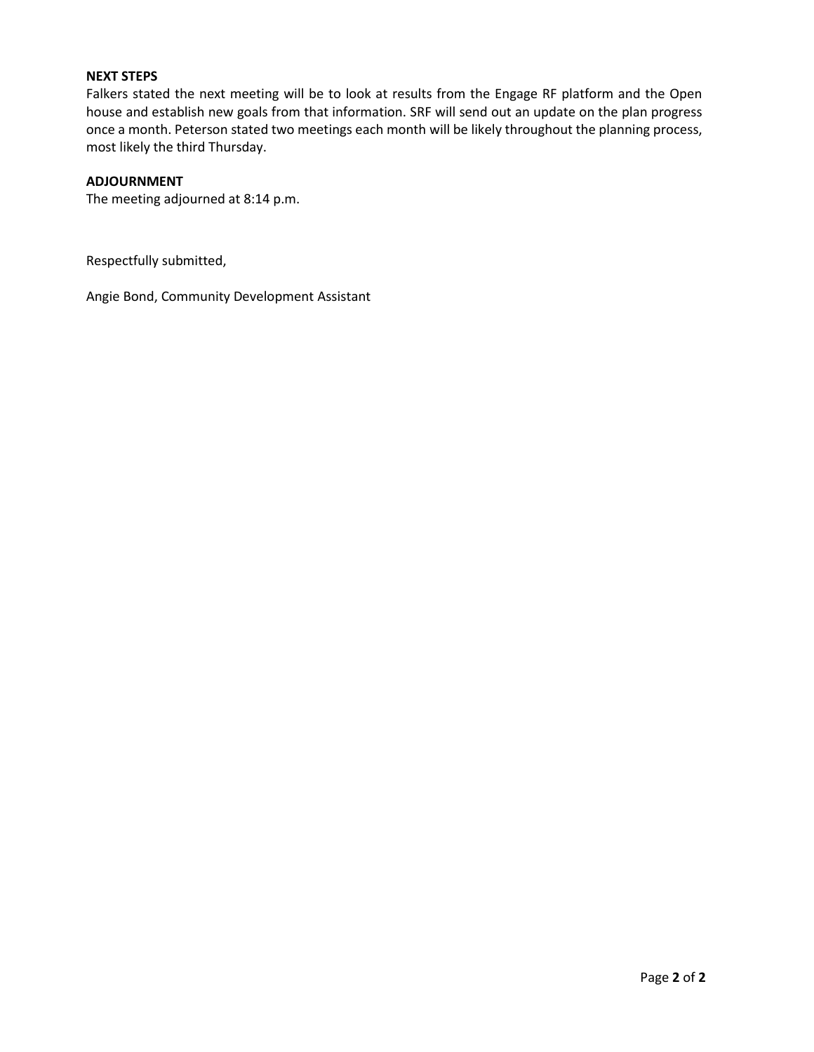**NEXT STEPS**

Falkers stated the next meeting will be to look at results from the Engage RF platform and the Open house and establish new goals from that information. SRF will send out an update on the plan progress once a month. Peterson stated two meetings each month will be likely throughout the planning process, most likely the third Thursday.

**ADJOURNMENT**

The meeting adjourned at 8:14 p.m.

Respectfully submitted,

Angie Bond, Community Development Assistant